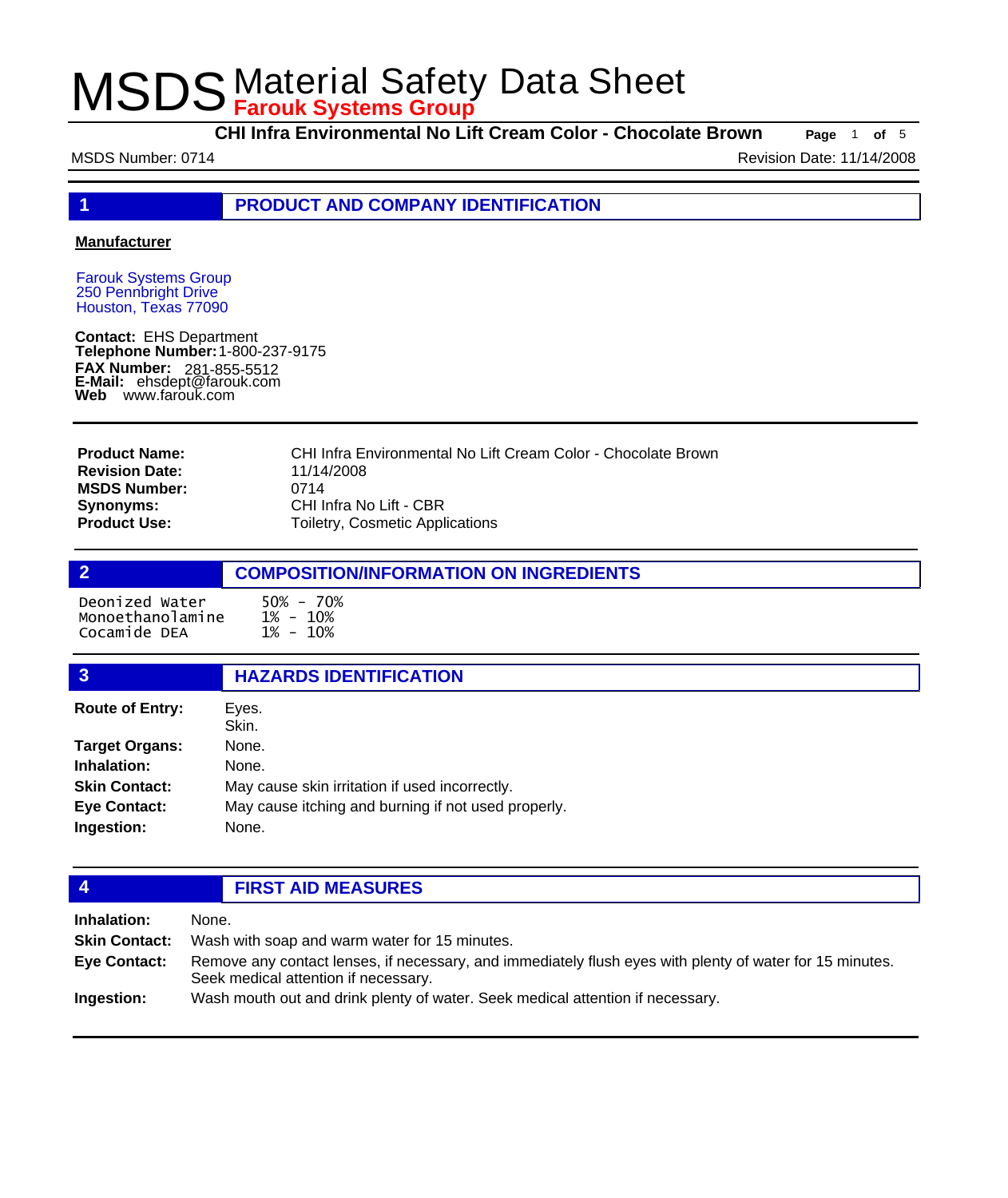# MSDS Material Safety Data Sheet

**Farouk Systems Group**

**CHI Infra Environmental No Lift Cream Color - Chocolate Brown**

MSDS Number: 0714 | Revision Date: 11/14/2008

## 1 PRODUCT AND COMPANY IDENTIFICATION

**Manufacturer**

Farouk Systems Group
250 Pennbright Drive
Houston, Texas 77090

**Contact:** EHS Department
**Telephone Number:** 1-800-237-9175
**FAX Number:** 281-855-5512
**E-Mail:** ehsdept@farouk.com
**Web** www.farouk.com

| | |
|---|---|
| **Product Name:** | CHI Infra Environmental No Lift Cream Color - Chocolate Brown |
| **Revision Date:** | 11/14/2008 |
| **MSDS Number:** | 0714 |
| **Synonyms:** | CHI Infra No Lift - CBR |
| **Product Use:** | Toiletry, Cosmetic Applications |

## 2 COMPOSITION/INFORMATION ON INGREDIENTS

| | |
|---|---|
| Deonized Water | 50% - 70% |
| Monoethanolamine | 1% - 10% |
| Cocamide DEA | 1% - 10% |

## 3 HAZARDS IDENTIFICATION

| | |
|---|---|
| **Route of Entry:** | Eyes.<br>Skin. |
| **Target Organs:** | None. |
| **Inhalation:** | None. |
| **Skin Contact:** | May cause skin irritation if used incorrectly. |
| **Eye Contact:** | May cause itching and burning if not used properly. |
| **Ingestion:** | None. |

## 4 FIRST AID MEASURES

| | |
|---|---|
| **Inhalation:** | None. |
| **Skin Contact:** | Wash with soap and warm water for 15 minutes. |
| **Eye Contact:** | Remove any contact lenses, if necessary, and immediately flush eyes with plenty of water for 15 minutes. Seek medical attention if necessary. |
| **Ingestion:** | Wash mouth out and drink plenty of water. Seek medical attention if necessary. |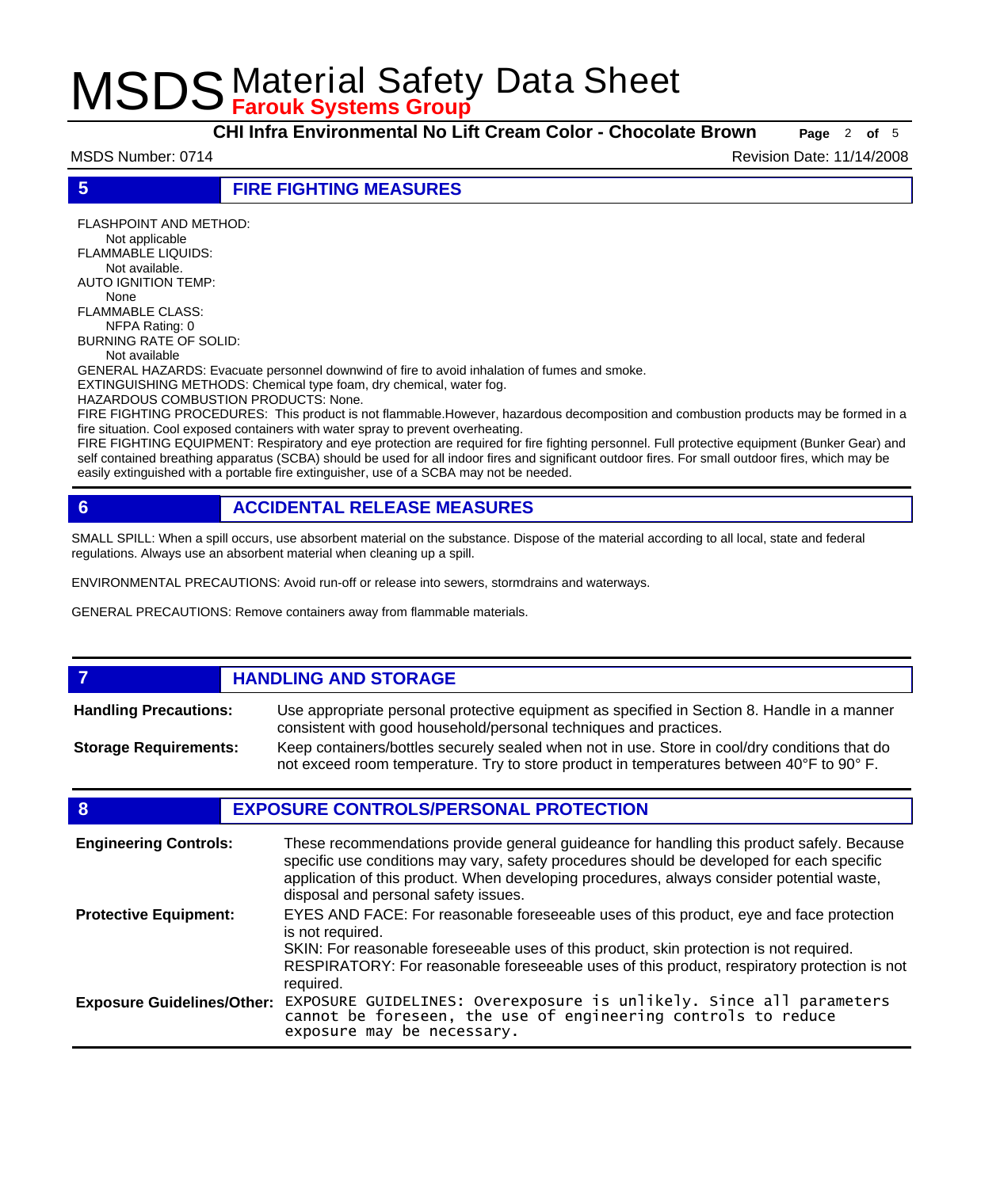## 5 FIRE FIGHTING MEASURES

FLASHPOINT AND METHOD:
Not applicable
FLAMMABLE LIQUIDS:
Not available.
AUTO IGNITION TEMP:
None
FLAMMABLE CLASS:
NFPA Rating: 0
BURNING RATE OF SOLID:
Not available
GENERAL HAZARDS: Evacuate personnel downwind of fire to avoid inhalation of fumes and smoke.
EXTINGUISHING METHODS: Chemical type foam, dry chemical, water fog.
HAZARDOUS COMBUSTION PRODUCTS: None.
FIRE FIGHTING PROCEDURES: This product is not flammable.However, hazardous decomposition and combustion products may be formed in a fire situation. Cool exposed containers with water spray to prevent overheating.
FIRE FIGHTING EQUIPMENT: Respiratory and eye protection are required for fire fighting personnel. Full protective equipment (Bunker Gear) and self contained breathing apparatus (SCBA) should be used for all indoor fires and significant outdoor fires. For small outdoor fires, which may be easily extinguished with a portable fire extinguisher, use of a SCBA may not be needed.

## 6 ACCIDENTAL RELEASE MEASURES

SMALL SPILL: When a spill occurs, use absorbent material on the substance. Dispose of the material according to all local, state and federal regulations. Always use an absorbent material when cleaning up a spill.

ENVIRONMENTAL PRECAUTIONS: Avoid run-off or release into sewers, stormdrains and waterways.

GENERAL PRECAUTIONS: Remove containers away from flammable materials.

## 7 HANDLING AND STORAGE

**Handling Precautions:** Use appropriate personal protective equipment as specified in Section 8. Handle in a manner consistent with good household/personal techniques and practices.

**Storage Requirements:** Keep containers/bottles securely sealed when not in use. Store in cool/dry conditions that do not exceed room temperature. Try to store product in temperatures between 40° F to 90° F.

## 8 EXPOSURE CONTROLS/PERSONAL PROTECTION

**Engineering Controls:** These recommendations provide general guideance for handling this product safely. Because specific use conditions may vary, safety procedures should be developed for each specific application of this product. When developing procedures, always consider potential waste, disposal and personal safety issues.

**Protective Equipment:** EYES AND FACE: For reasonable foreseeable uses of this product, eye and face protection is not required.
SKIN: For reasonable foreseeable uses of this product, skin protection is not required.
RESPIRATORY: For reasonable foreseeable uses of this product, respiratory protection is not required.

**Exposure Guidelines/Other:** EXPOSURE GUIDELINES: Overexposure is unlikely. Since all parameters cannot be foreseen, the use of engineering controls to reduce exposure may be necessary.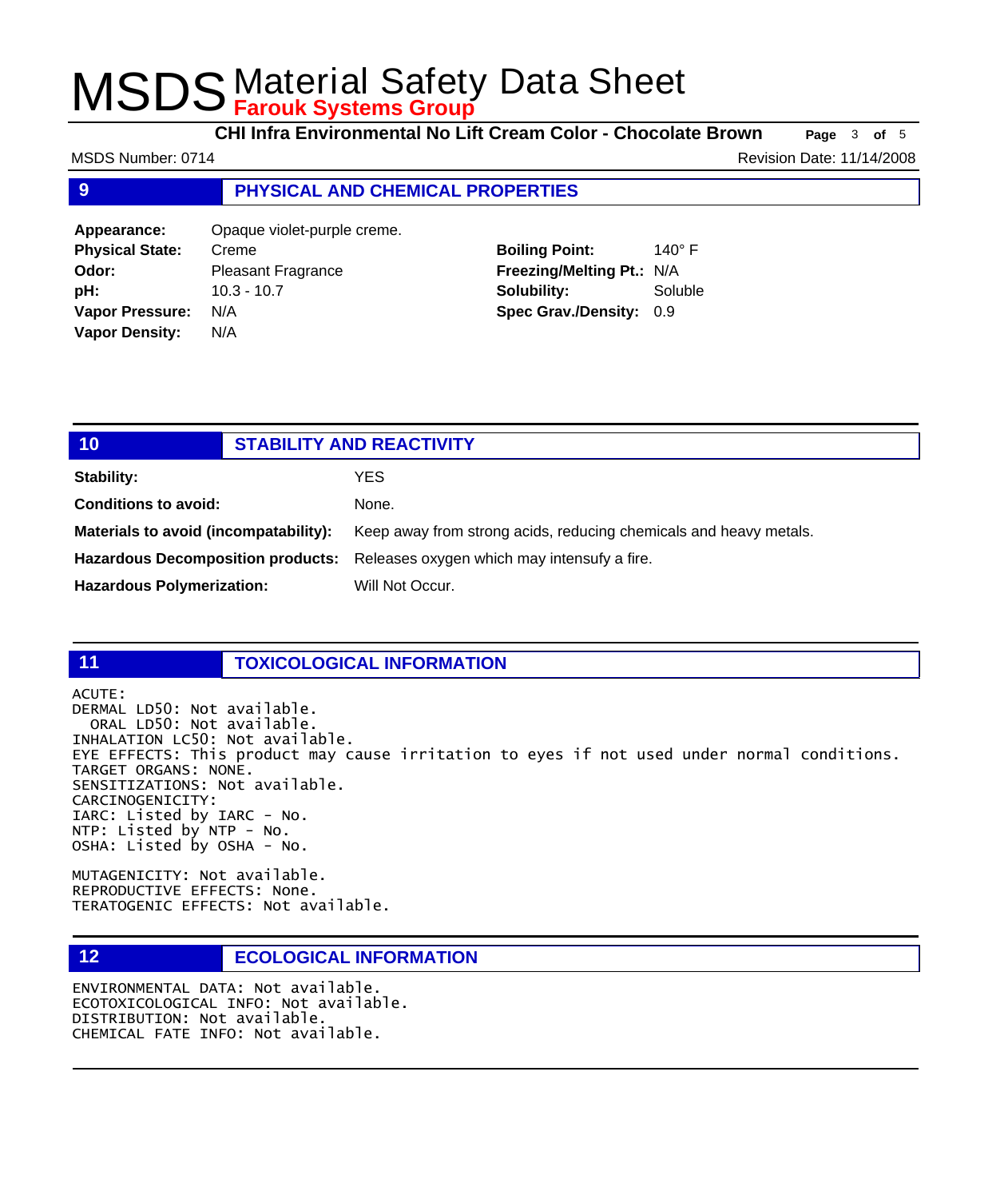## 9 PHYSICAL AND CHEMICAL PROPERTIES

| | | | |
|---|---|---|---|
| **Appearance:** | Opaque violet-purple creme. | | |
| **Physical State:** | Creme | **Boiling Point:** | 140° F |
| **Odor:** | Pleasant Fragrance | **Freezing/Melting Pt.:** | N/A |
| **pH:** | 10.3 - 10.7 | **Solubility:** | Soluble |
| **Vapor Pressure:** | N/A | **Spec Grav./Density:** | 0.9 |
| **Vapor Density:** | N/A | | |

## 10 STABILITY AND REACTIVITY

**Stability:** YES

**Conditions to avoid:** None.

**Materials to avoid (incompatability):** Keep away from strong acids, reducing chemicals and heavy metals.

**Hazardous Decomposition products:** Releases oxygen which may intensufy a fire.

**Hazardous Polymerization:** Will Not Occur.

## 11 TOXICOLOGICAL INFORMATION

ACUTE:
DERMAL LD50: Not available.
ORAL LD50: Not available.
INHALATION LC50: Not available.
EYE EFFECTS: This product may cause irritation to eyes if not used under normal conditions.
TARGET ORGANS: NONE.
SENSITIZATIONS: Not available.
CARCINOGENICITY:
IARC: Listed by IARC - No.
NTP: Listed by NTP - No.
OSHA: Listed by OSHA - No.

MUTAGENICITY: Not available.
REPRODUCTIVE EFFECTS: None.
TERATOGENIC EFFECTS: Not available.

## 12 ECOLOGICAL INFORMATION

ENVIRONMENTAL DATA: Not available.
ECOTOXICOLOGICAL INFO: Not available.
DISTRIBUTION: Not available.
CHEMICAL FATE INFO: Not available.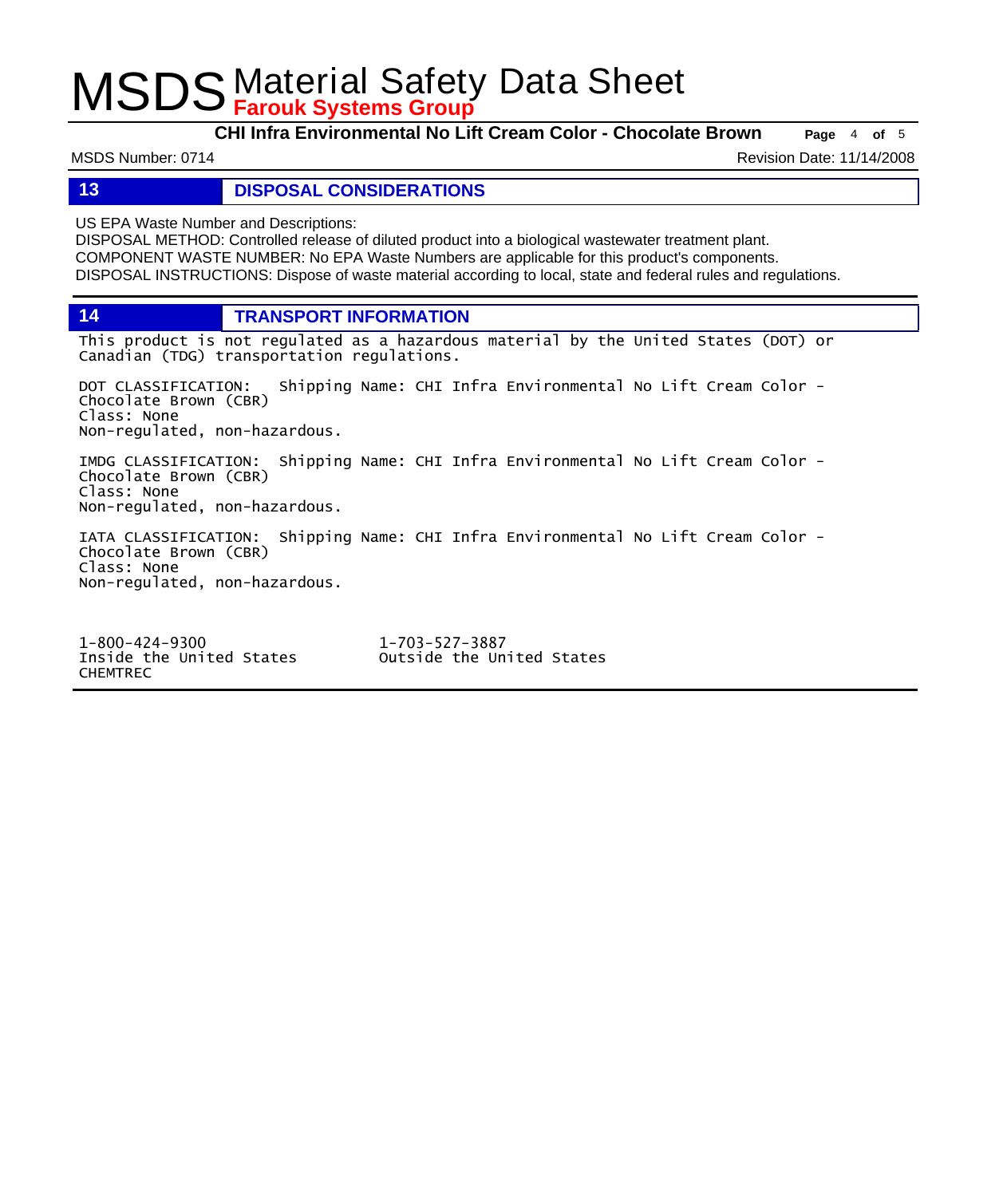## 13 DISPOSAL CONSIDERATIONS

US EPA Waste Number and Descriptions:
DISPOSAL METHOD: Controlled release of diluted product into a biological wastewater treatment plant.
COMPONENT WASTE NUMBER: No EPA Waste Numbers are applicable for this product's components.
DISPOSAL INSTRUCTIONS: Dispose of waste material according to local, state and federal rules and regulations.

## 14 TRANSPORT INFORMATION

This product is not regulated as a hazardous material by the United States (DOT) or Canadian (TDG) transportation regulations.

DOT CLASSIFICATION: Shipping Name: CHI Infra Environmental No Lift Cream Color - Chocolate Brown (CBR)
Class: None
Non-regulated, non-hazardous.

IMDG CLASSIFICATION: Shipping Name: CHI Infra Environmental No Lift Cream Color - Chocolate Brown (CBR)
Class: None
Non-regulated, non-hazardous.

IATA CLASSIFICATION: Shipping Name: CHI Infra Environmental No Lift Cream Color - Chocolate Brown (CBR)
Class: None
Non-regulated, non-hazardous.

1-800-424-9300
Inside the United States
CHEMTREC

1-703-527-3887
Outside the United States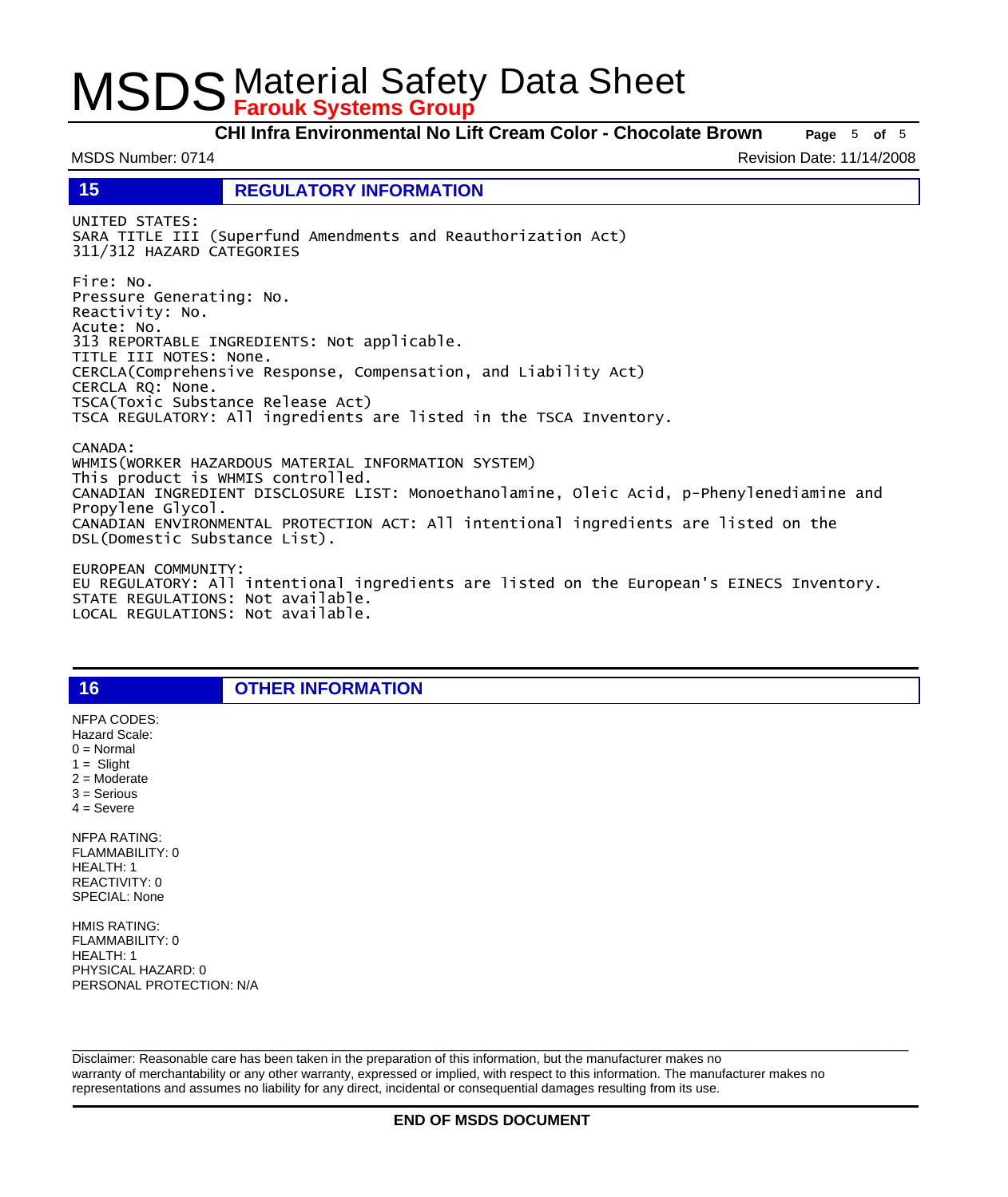## 15 REGULATORY INFORMATION

UNITED STATES:
SARA TITLE III (Superfund Amendments and Reauthorization Act)
311/312 HAZARD CATEGORIES

Fire: No.
Pressure Generating: No.
Reactivity: No.
Acute: No.
313 REPORTABLE INGREDIENTS: Not applicable.
TITLE III NOTES: None.
CERCLA(Comprehensive Response, Compensation, and Liability Act)
CERCLA RQ: None.
TSCA(Toxic Substance Release Act)
TSCA REGULATORY: All ingredients are listed in the TSCA Inventory.

CANADA:
WHMIS(WORKER HAZARDOUS MATERIAL INFORMATION SYSTEM)
This product is WHMIS controlled.
CANADIAN INGREDIENT DISCLOSURE LIST: Monoethanolamine, Oleic Acid, p-Phenylenediamine and Propylene Glycol.
CANADIAN ENVIRONMENTAL PROTECTION ACT: All intentional ingredients are listed on the DSL(Domestic Substance List).

EUROPEAN COMMUNITY:
EU REGULATORY: All intentional ingredients are listed on the European's EINECS Inventory.
STATE REGULATIONS: Not available.
LOCAL REGULATIONS: Not available.

## 16 OTHER INFORMATION

NFPA CODES:
Hazard Scale:
0 = Normal
1 = Slight
2 = Moderate
3 = Serious
4 = Severe

NFPA RATING:
FLAMMABILITY: 0
HEALTH: 1
REACTIVITY: 0
SPECIAL: None

HMIS RATING:
FLAMMABILITY: 0
HEALTH: 1
PHYSICAL HAZARD: 0
PERSONAL PROTECTION: N/A

Disclaimer: Reasonable care has been taken in the preparation of this information, but the manufacturer makes no warranty of merchantability or any other warranty, expressed or implied, with respect to this information. The manufacturer makes no representations and assumes no liability for any direct, incidental or consequential damages resulting from its use.

**END OF MSDS DOCUMENT**